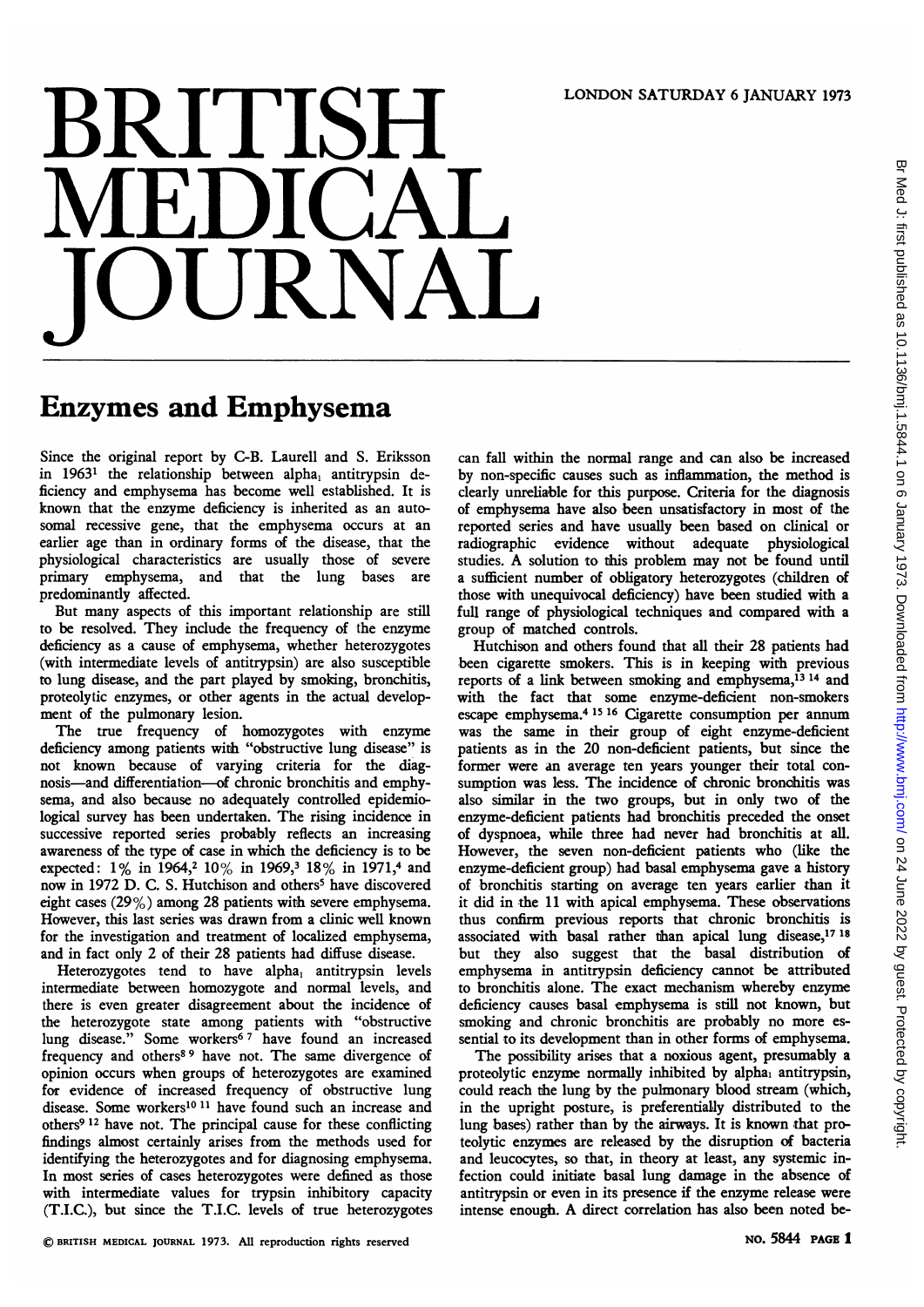#### Enzymes and Emphysema

Since the original report by C-B. Laurell and S. Eriksson in 1963[1] the relationship between $alpha_1$ antitrypsin deficiency and emphysema has become well established. It is known that the enzyme deficiency is inherited as an autosomal recessive gene, that the emphysema occurs at an earlier age than in ordinary forms of the disease, that the physiological characteristics are usually those of severe primary emphysema, and that the lung bases are predominantly affected.

But many aspects of this important relationship are still to be resolved. They include the frequency of the enzyme deficiency as a cause of emphysema, whether heterozygotes (with intermediate levels of antitrypsin) are also susceptible to lung disease, and the part played by smoking, bronchitis, proteolytic enzymes, or other agents in the actual development of the pulmonary lesion.

The true frequency of homozygotes with enzyme deficiency among patients with "obstructive lung disease" is not known because of varying criteria for the diagnosis—and differentiation—of chronic bronchitis and emphysema, and also because no adequately controlled epidemiological survey has been undertaken. The rising incidence in successive reported series probably reflects an increasing awareness of the type of case in which the deficiency is to be expected: 1% in 1964,[2] 10% in 1969,[3] 18% in 1971,[4] and now in 1972 D. C. S. Hutchison and others[5] have discovered eight cases (29%) among 28 patients with severe emphysema. However, this last series was drawn from a clinic well known for the investigation and treatment of localized emphysema, and in fact only 2 of their 28 patients had diffuse disease.

Heterozygotes tend to have $alpha_1$ antitrypsin levels intermediate between homozygote and normal levels, and there is even greater disagreement about the incidence of the heterozygote state among patients with "obstructive lung disease." Some workers[6 7] have found an increased frequency and others[8 9] have not. The same divergence of opinion occurs when groups of heterozygotes are examined for evidence of increased frequency of obstructive lung disease. Some workers[10 11] have found such an increase and others[9 12] have not. The principal cause for these conflicting findings almost certainly arises from the methods used for identifying the heterozygotes and for diagnosing emphysema. In most series of cases heterozygotes were defined as those with intermediate values for trypsin inhibitory capacity (T.I.C.), but since the T.I.C. levels of true heterozygotes can fall within the normal range and can also be increased by non-specific causes such as inflammation, the method is clearly unreliable for this purpose. Criteria for the diagnosis of emphysema have also been unsatisfactory in most of the reported series and have usually been based on clinical or radiographic evidence without adequate physiological studies. A solution to this problem may not be found until a sufficient number of obligatory heterozygotes (children of those with unequivocal deficiency) have been studied with a full range of physiological techniques and compared with a group of matched controls.

Hutchison and others found that all their 28 patients had been cigarette smokers. This is in keeping with previous reports of a link between smoking and emphysema,[13 14] and with the fact that some enzyme-deficient non-smokers escape emphysema.[4 15 16] Cigarette consumption per annum was the same in their group of eight enzyme-deficient patients as in the 20 non-deficient patients, but since the former were an average ten years younger their total consumption was less. The incidence of chronic bronchitis was also similar in the two groups, but in only two of the enzyme-deficient patients had bronchitis preceded the onset of dyspnoea, while three had never had bronchitis at all. However, the seven non-deficient patients who (like the enzyme-deficient group) had basal emphysema gave a history of bronchitis starting on average ten years earlier than it it did in the 11 with apical emphysema. These observations thus confirm previous reports that chronic bronchitis is associated with basal rather than apical lung disease,[17 18] but they also suggest that the basal distribution of emphysema in antitrypsin deficiency cannot be attributed to bronchitis alone. The exact mechanism whereby enzyme deficiency causes basal emphysema is still not known, but smoking and chronic bronchitis are probably no more essential to its development than in other forms of emphysema.

The possibility arises that a noxious agent, presumably a proteolytic enzyme normally inhibited by $alpha_1$ antitrypsin, could reach the lung by the pulmonary blood stream (which, in the upright posture, is preferentially distributed to the lung bases) rather than by the airways. It is known that proteolytic enzymes are released by the disruption of bacteria and leucocytes, so that, in theory at least, any systemic infection could initiate basal lung damage in the absence of antitrypsin or even in its presence if the enzyme release were intense enough. A direct correlation has also been noted be-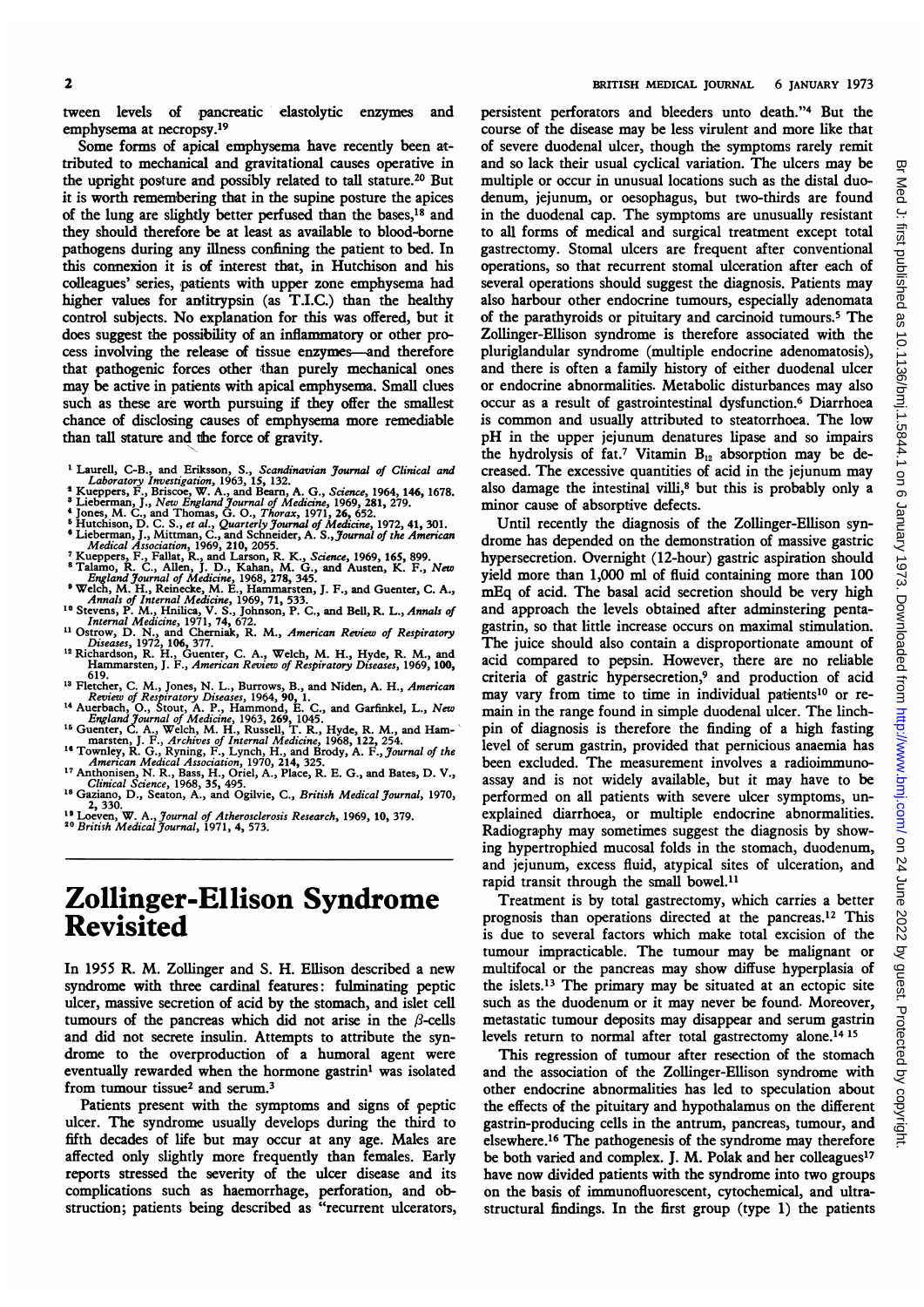tween levels of pancreatic elastolytic enzymes and emphysema at necropsy.[19]

Some forms of apical emphysema have recently been attributed to mechanical and gravitational causes operative in the upright posture and possibly related to tall stature.[20] But it is worth remembering that in the supine posture the apices of the lung are slightly better perfused than the bases,[18] and they should therefore be at least as available to blood-borne pathogens during any illness confining the patient to bed. In this connexion it is of interest that, in Hutchison and his colleagues' series, patients with upper zone emphysema had higher values for antitrypsin (as T.I.C.) than the healthy control subjects. No explanation for this was offered, but it does suggest the possibility of an inflammatory or other process involving the release of tissue enzymes—and therefore that pathogenic forces other than purely mechanical ones may be active in patients with apical emphysema. Small clues such as these are worth pursuing if they offer the smallest chance of disclosing causes of emphysema more remediable than tall stature and the force of gravity.

1 Laurell, C-B., and Eriksson, S., *Scandinavian Journal of Clinical and Laboratory Investigation*, 1963, 15, 132.
2 Kueppers, F., Briscoe, W. A., and Bearn, A. G., *Science*, 1964, 146, 1678.
3 Lieberman, J., *New England Journal of Medicine*, 1969, 281, 279.
4 Jones, M. C., and Thomas, G. O., *Thorax*, 1971, 26, 652.
5 Hutchison, D. C. S., *et al.*, *Quarterly Journal of Medicine*, 1972, 41, 301.
6 Lieberman, J., Mittman, C., and Schneider, A. S., *Journal of the American Medical Association*, 1969, 210, 2055.
7 Kueppers, F., Fallat, R., and Larson, R. K., *Science*, 1969, 165, 899.
8 Talamo, R. C., Allen, J. D., Kahan, M. G., and Austen, K. F., *New England Journal of Medicine*, 1968, 278, 345.
9 Welch, M. H., Reinecke, M. E., Hammarsten, J. F., and Guenter, C. A., *Annals of Internal Medicine*, 1969, 71, 533.
10 Stevens, P. M., Hnilica, V. S., Johnson, P. C., and Bell, R. L., *Annals of Internal Medicine*, 1971, 74, 672.
11 Ostrow, D. N., and Cherniak, R. M., *American Review of Respiratory Diseases*, 1972, 106, 377.
12 Richardson, R. H., Guenter, C. A., Welch, M. H., Hyde, R. M., and Hammarsten, J. F., *American Review of Respiratory Diseases*, 1969, 100, 619.
13 Fletcher, C. M., Jones, N. L., Burrows, B., and Niden, A. H., *American Review of Respiratory Diseases*, 1964, 90, 1.
14 Auerbach, O., Stout, A. P., Hammond, E. C., and Garfinkel, L., *New England Journal of Medicine*, 1963, 269, 1045.
15 Guenter, C. A., Welch, M. H., Russell, T. R., Hyde, R. M., and Hammarsten, J. F., *Archives of Internal Medicine*, 1968, 122, 254.
16 Townley, R. G., Ryning, F., Lynch, H., and Brody, A. F., *Journal of the American Medical Association*, 1970, 214, 325.
17 Anthonisen, N. R., Bass, H., Oriel, A., Place, R. E. G., and Bates, D. V., *Clinical Science*, 1968, 35, 495.
18 Gaziano, D., Seaton, A., and Ogilvie, C., *British Medical Journal*, 1970, 2, 330.
19 Loeven, W. A., *Journal of Atherosclerosis Research*, 1969, 10, 379.
20 *British Medical Journal*, 1971, 4, 573.

# Zollinger-Ellison Syndrome Revisited

In 1955 R. M. Zollinger and S. H. Ellison described a new syndrome with three cardinal features: fulminating peptic ulcer, massive secretion of acid by the stomach, and islet cell tumours of the pancreas which did not arise in the $\beta$-cells and did not secrete insulin. Attempts to attribute the syndrome to the overproduction of a humoral agent were eventually rewarded when the hormone gastrin[1] was isolated from tumour tissue[2] and serum.[3]

Patients present with the symptoms and signs of peptic ulcer. The syndrome usually develops during the third to fifth decades of life but may occur at any age. Males are affected only slightly more frequently than females. Early reports stressed the severity of the ulcer disease and its complications such as haemorrhage, perforation, and obstruction; patients being described as "recurrent ulcerators, persistent perforators and bleeders unto death."[4] But the course of the disease may be less virulent and more like that of severe duodenal ulcer, though the symptoms rarely remit and so lack their usual cyclical variation. The ulcers may be multiple or occur in unusual locations such as the distal duodenum, jejunum, or oesophagus, but two-thirds are found in the duodenal cap. The symptoms are unusually resistant to all forms of medical and surgical treatment except total gastrectomy. Stomal ulcers are frequent after conventional operations, so that recurrent stomal ulceration after each of several operations should suggest the diagnosis. Patients may also harbour other endocrine tumours, especially adenomata of the parathyroids or pituitary and carcinoid tumours.[5] The Zollinger-Ellison syndrome is therefore associated with the pluriglandular syndrome (multiple endocrine adenomatosis), and there is often a family history of either duodenal ulcer or endocrine abnormalities. Metabolic disturbances may also occur as a result of gastrointestinal dysfunction.[6] Diarrhoea is common and usually attributed to steatorrhoea. The low pH in the upper jejunum denatures lipase and so impairs the hydrolysis of fat.[7] Vitamin $B_{12}$ absorption may be decreased. The excessive quantities of acid in the jejunum may also damage the intestinal villi,[8] but this is probably only a minor cause of absorptive defects.

Until recently the diagnosis of the Zollinger-Ellison syndrome has depended on the demonstration of massive gastric hypersecretion. Overnight (12-hour) gastric aspiration should yield more than 1,000 ml of fluid containing more than 100 mEq of acid. The basal acid secretion should be very high and approach the levels obtained after adminstering pentagastrin, so that little increase occurs on maximal stimulation. The juice should also contain a disproportionate amount of acid compared to pepsin. However, there are no reliable criteria of gastric hypersecretion,[9] and production of acid may vary from time to time in individual patients[10] or remain in the range found in simple duodenal ulcer. The linchpin of diagnosis is therefore the finding of a high fasting level of serum gastrin, provided that pernicious anaemia has been excluded. The measurement involves a radioimmunoassay and is not widely available, but it may have to be performed on all patients with severe ulcer symptoms, unexplained diarrhoea, or multiple endocrine abnormalities. Radiography may sometimes suggest the diagnosis by showing hypertrophied mucosal folds in the stomach, duodenum, and jejunum, excess fluid, atypical sites of ulceration, and rapid transit through the small bowel.[11]

Treatment is by total gastrectomy, which carries a better prognosis than operations directed at the pancreas.[12] This is due to several factors which make total excision of the tumour impracticable. The tumour may be malignant or multifocal or the pancreas may show diffuse hyperplasia of the islets.[13] The primary may be situated at an ectopic site such as the duodenum or it may never be found. Moreover, metastatic tumour deposits may disappear and serum gastrin levels return to normal after total gastrectomy alone.[14,15]

This regression of tumour after resection of the stomach and the association of the Zollinger-Ellison syndrome with other endocrine abnormalities has led to speculation about the effects of the pituitary and hypothalamus on the different gastrin-producing cells in the antrum, pancreas, tumour, and elsewhere.[16] The pathogenesis of the syndrome may therefore be both varied and complex. J. M. Polak and her colleagues[17] have now divided patients with the syndrome into two groups on the basis of immunofluorescent, cytochemical, and ultrastructural findings. In the first group (type 1) the patients